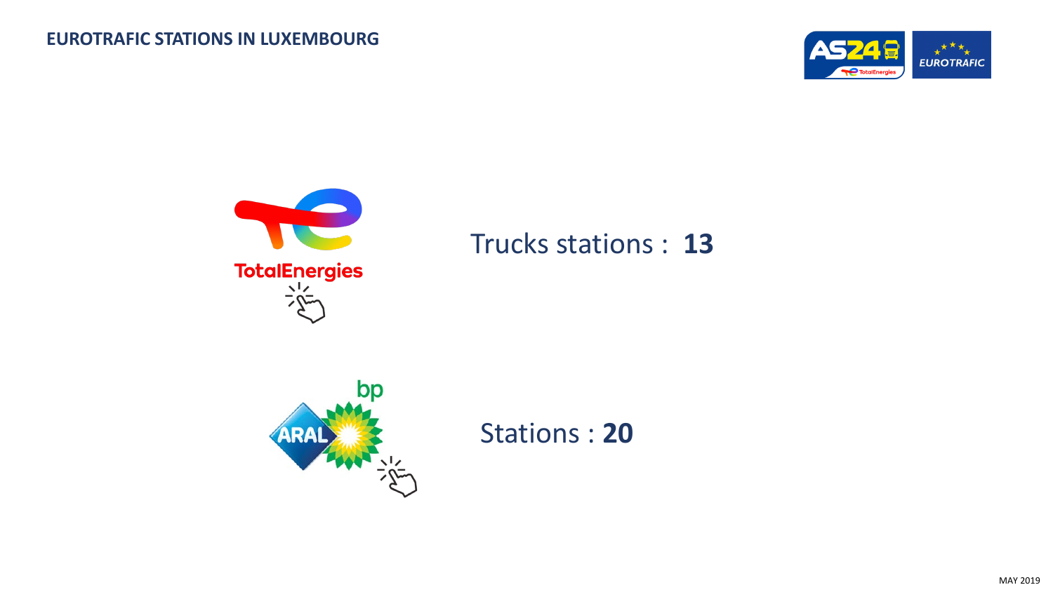# EUROTRAFIC STATIONS IN LUXEMBOURG

TotalEnergies

Trucks stations : **13**

ARAL bp

Stations : **20**

MAY 2019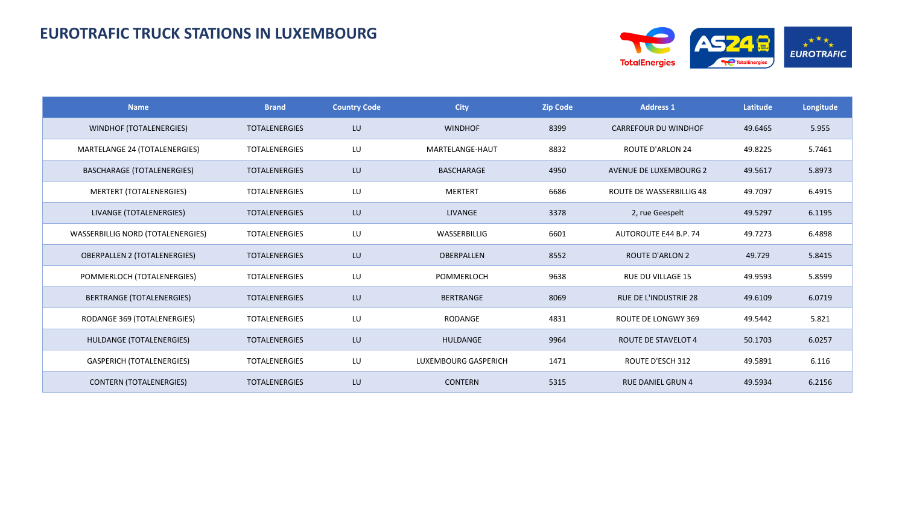# EUROTRAFIC TRUCK STATIONS IN LUXEMBOURG

| Name | Brand | Country Code | City | Zip Code | Address 1 | Latitude | Longitude |
|---|---|---|---|---|---|---|---|
| WINDHOF (TOTALENERGIES) | TOTALENERGIES | LU | WINDHOF | 8399 | CARREFOUR DU WINDHOF | 49.6465 | 5.955 |
| MARTELANGE 24 (TOTALENERGIES) | TOTALENERGIES | LU | MARTELANGE-HAUT | 8832 | ROUTE D'ARLON 24 | 49.8225 | 5.7461 |
| BASCHARAGE (TOTALENERGIES) | TOTALENERGIES | LU | BASCHARAGE | 4950 | AVENUE DE LUXEMBOURG 2 | 49.5617 | 5.8973 |
| MERTERT (TOTALENERGIES) | TOTALENERGIES | LU | MERTERT | 6686 | ROUTE DE WASSERBILLIG 48 | 49.7097 | 6.4915 |
| LIVANGE (TOTALENERGIES) | TOTALENERGIES | LU | LIVANGE | 3378 | 2, rue Geespelt | 49.5297 | 6.1195 |
| WASSERBILLIG NORD (TOTALENERGIES) | TOTALENERGIES | LU | WASSERBILLIG | 6601 | AUTOROUTE E44 B.P. 74 | 49.7273 | 6.4898 |
| OBERPALLEN 2 (TOTALENERGIES) | TOTALENERGIES | LU | OBERPALLEN | 8552 | ROUTE D'ARLON 2 | 49.729 | 5.8415 |
| POMMERLOCH (TOTALENERGIES) | TOTALENERGIES | LU | POMMERLOCH | 9638 | RUE DU VILLAGE 15 | 49.9593 | 5.8599 |
| BERTRANGE (TOTALENERGIES) | TOTALENERGIES | LU | BERTRANGE | 8069 | RUE DE L'INDUSTRIE 28 | 49.6109 | 6.0719 |
| RODANGE 369 (TOTALENERGIES) | TOTALENERGIES | LU | RODANGE | 4831 | ROUTE DE LONGWY 369 | 49.5442 | 5.821 |
| HULDANGE (TOTALENERGIES) | TOTALENERGIES | LU | HULDANGE | 9964 | ROUTE DE STAVELOT 4 | 50.1703 | 6.0257 |
| GASPERICH (TOTALENERGIES) | TOTALENERGIES | LU | LUXEMBOURG GASPERICH | 1471 | ROUTE D'ESCH 312 | 49.5891 | 6.116 |
| CONTERN (TOTALENERGIES) | TOTALENERGIES | LU | CONTERN | 5315 | RUE DANIEL GRUN 4 | 49.5934 | 6.2156 |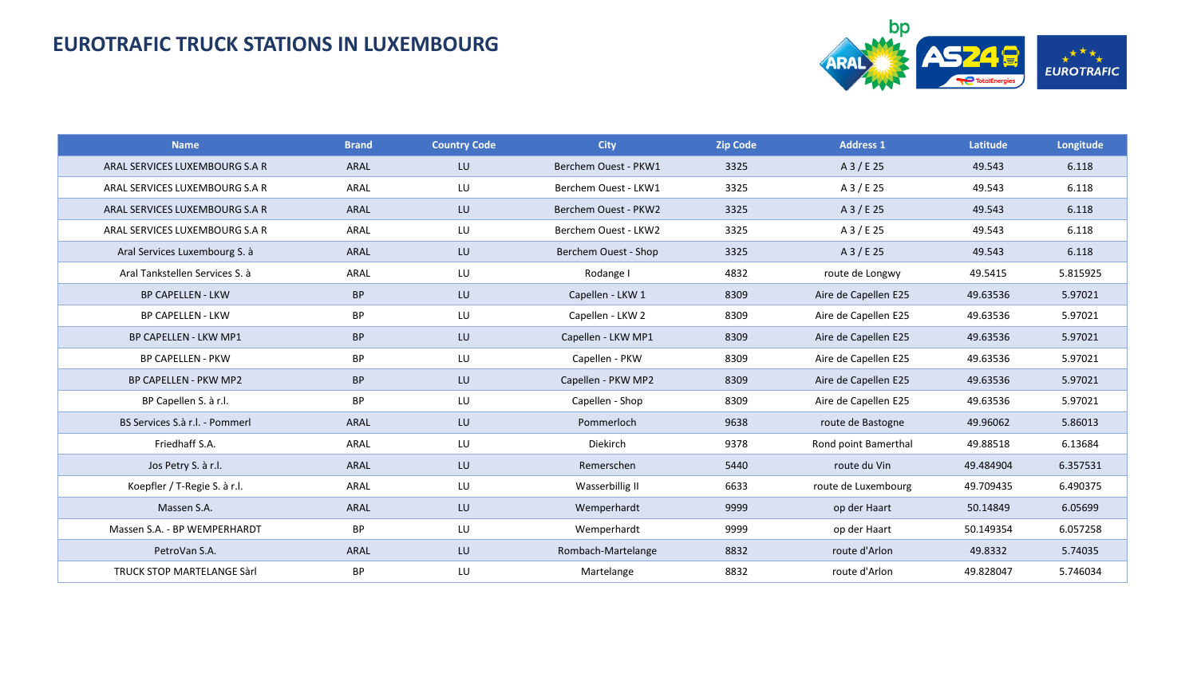# EUROTRAFIC TRUCK STATIONS IN LUXEMBOURG

| Name | Brand | Country Code | City | Zip Code | Address 1 | Latitude | Longitude |
|---|---|---|---|---|---|---|---|
| ARAL SERVICES LUXEMBOURG S.A R | ARAL | LU | Berchem Ouest - PKW1 | 3325 | A 3 / E 25 | 49.543 | 6.118 |
| ARAL SERVICES LUXEMBOURG S.A R | ARAL | LU | Berchem Ouest - LKW1 | 3325 | A 3 / E 25 | 49.543 | 6.118 |
| ARAL SERVICES LUXEMBOURG S.A R | ARAL | LU | Berchem Ouest - PKW2 | 3325 | A 3 / E 25 | 49.543 | 6.118 |
| ARAL SERVICES LUXEMBOURG S.A R | ARAL | LU | Berchem Ouest - LKW2 | 3325 | A 3 / E 25 | 49.543 | 6.118 |
| Aral Services Luxembourg S. à | ARAL | LU | Berchem Ouest - Shop | 3325 | A 3 / E 25 | 49.543 | 6.118 |
| Aral Tankstellen Services S. à | ARAL | LU | Rodange I | 4832 | route de Longwy | 49.5415 | 5.815925 |
| BP CAPELLEN - LKW | BP | LU | Capellen - LKW 1 | 8309 | Aire de Capellen E25 | 49.63536 | 5.97021 |
| BP CAPELLEN - LKW | BP | LU | Capellen - LKW 2 | 8309 | Aire de Capellen E25 | 49.63536 | 5.97021 |
| BP CAPELLEN - LKW MP1 | BP | LU | Capellen - LKW MP1 | 8309 | Aire de Capellen E25 | 49.63536 | 5.97021 |
| BP CAPELLEN - PKW | BP | LU | Capellen - PKW | 8309 | Aire de Capellen E25 | 49.63536 | 5.97021 |
| BP CAPELLEN - PKW MP2 | BP | LU | Capellen - PKW MP2 | 8309 | Aire de Capellen E25 | 49.63536 | 5.97021 |
| BP Capellen S. à r.l. | BP | LU | Capellen - Shop | 8309 | Aire de Capellen E25 | 49.63536 | 5.97021 |
| BS Services S.à r.l. - Pommerl | ARAL | LU | Pommerloch | 9638 | route de Bastogne | 49.96062 | 5.86013 |
| Friedhaff S.A. | ARAL | LU | Diekirch | 9378 | Rond point Bamerthal | 49.88518 | 6.13684 |
| Jos Petry S. à r.l. | ARAL | LU | Remerschen | 5440 | route du Vin | 49.484904 | 6.357531 |
| Koepfler / T-Regie S. à r.l. | ARAL | LU | Wasserbillig II | 6633 | route de Luxembourg | 49.709435 | 6.490375 |
| Massen S.A. | ARAL | LU | Wemperhardt | 9999 | op der Haart | 50.14849 | 6.05699 |
| Massen S.A. - BP WEMPERHARDT | BP | LU | Wemperhardt | 9999 | op der Haart | 50.149354 | 6.057258 |
| PetroVan S.A. | ARAL | LU | Rombach-Martelange | 8832 | route d'Arlon | 49.8332 | 5.74035 |
| TRUCK STOP MARTELANGE Sàrl | BP | LU | Martelange | 8832 | route d'Arlon | 49.828047 | 5.746034 |